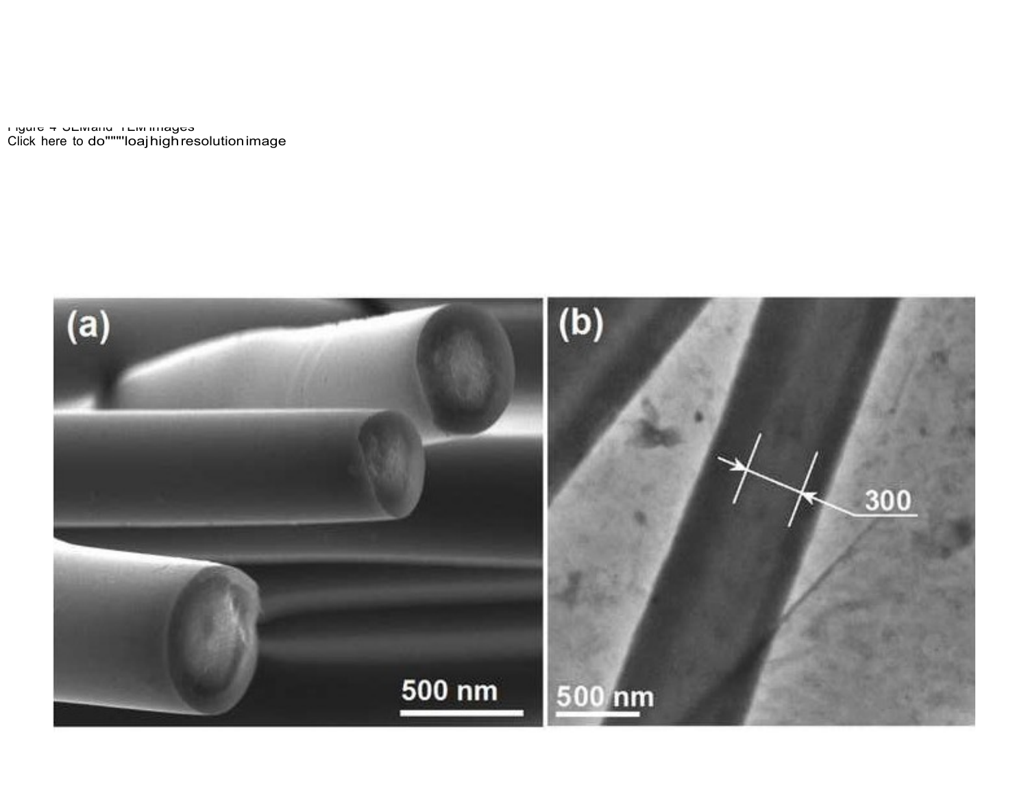Figure 4 SEM and TEM images
Click here to do"""loaj high resolution image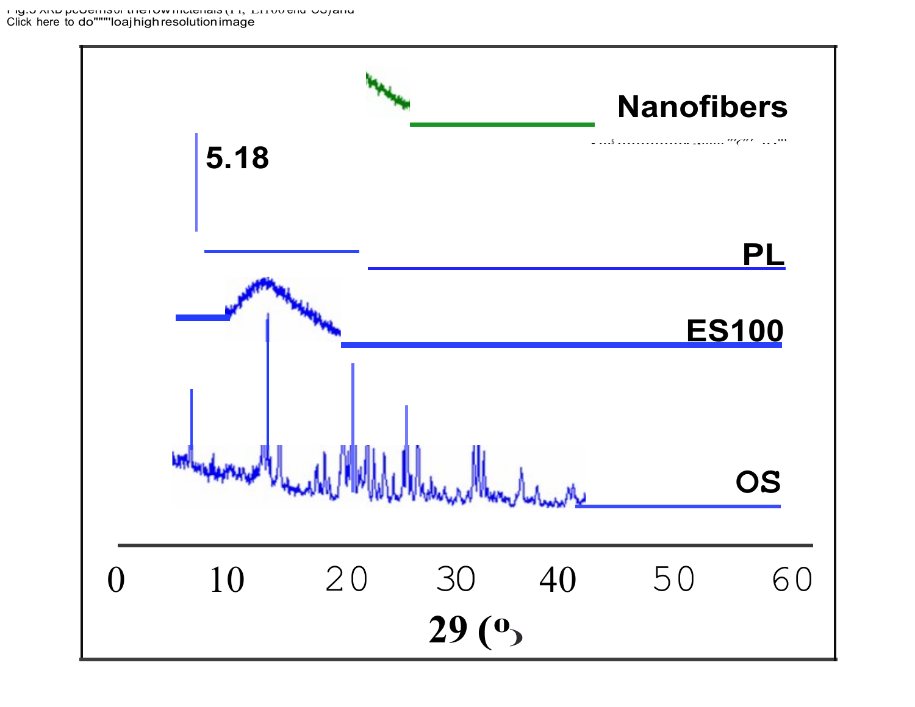Fig.3 XRD patterns of the raw materials (PL, ES100 and OS) and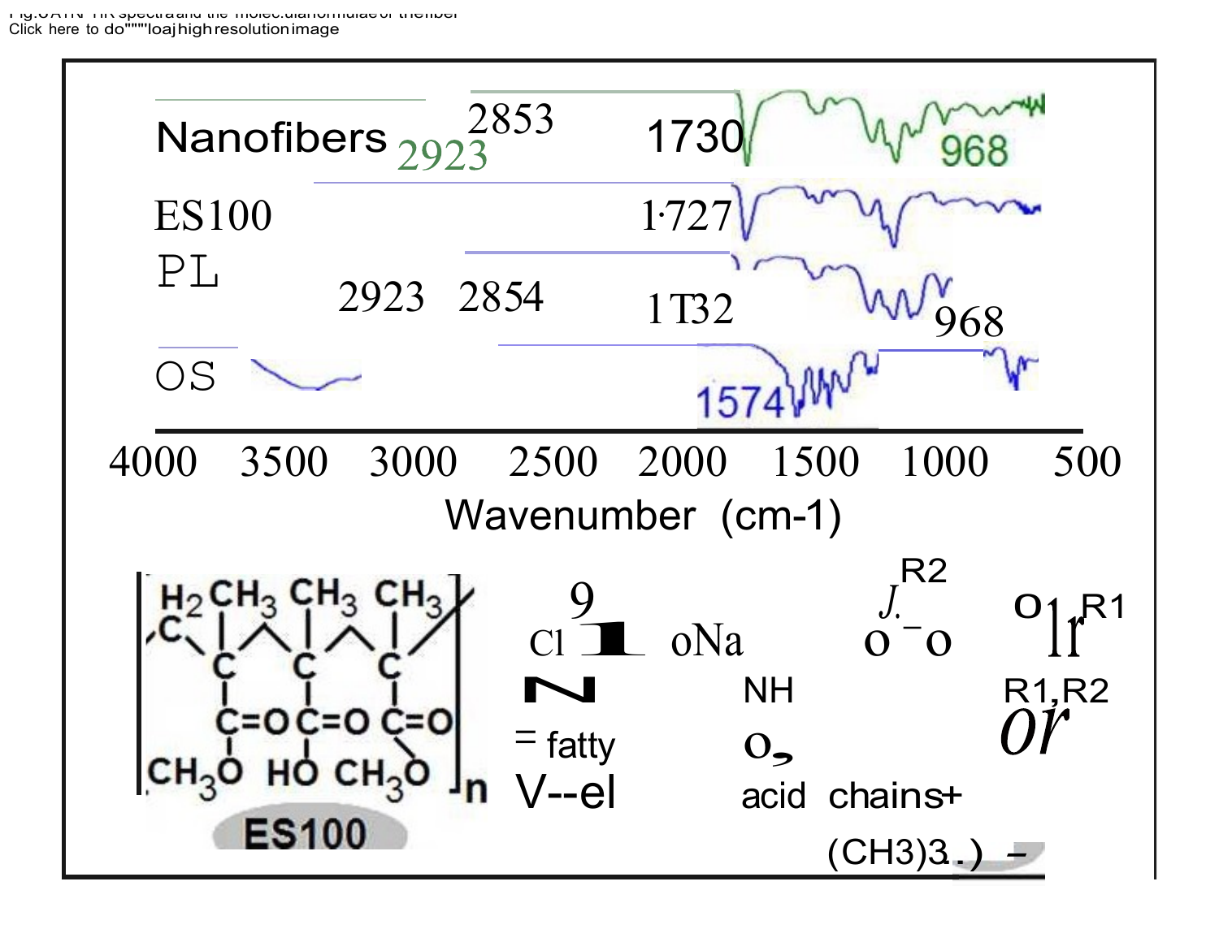Fig. ATR-FTIR spectra and the molecular formulae of the fiber

Click here to download high resolution image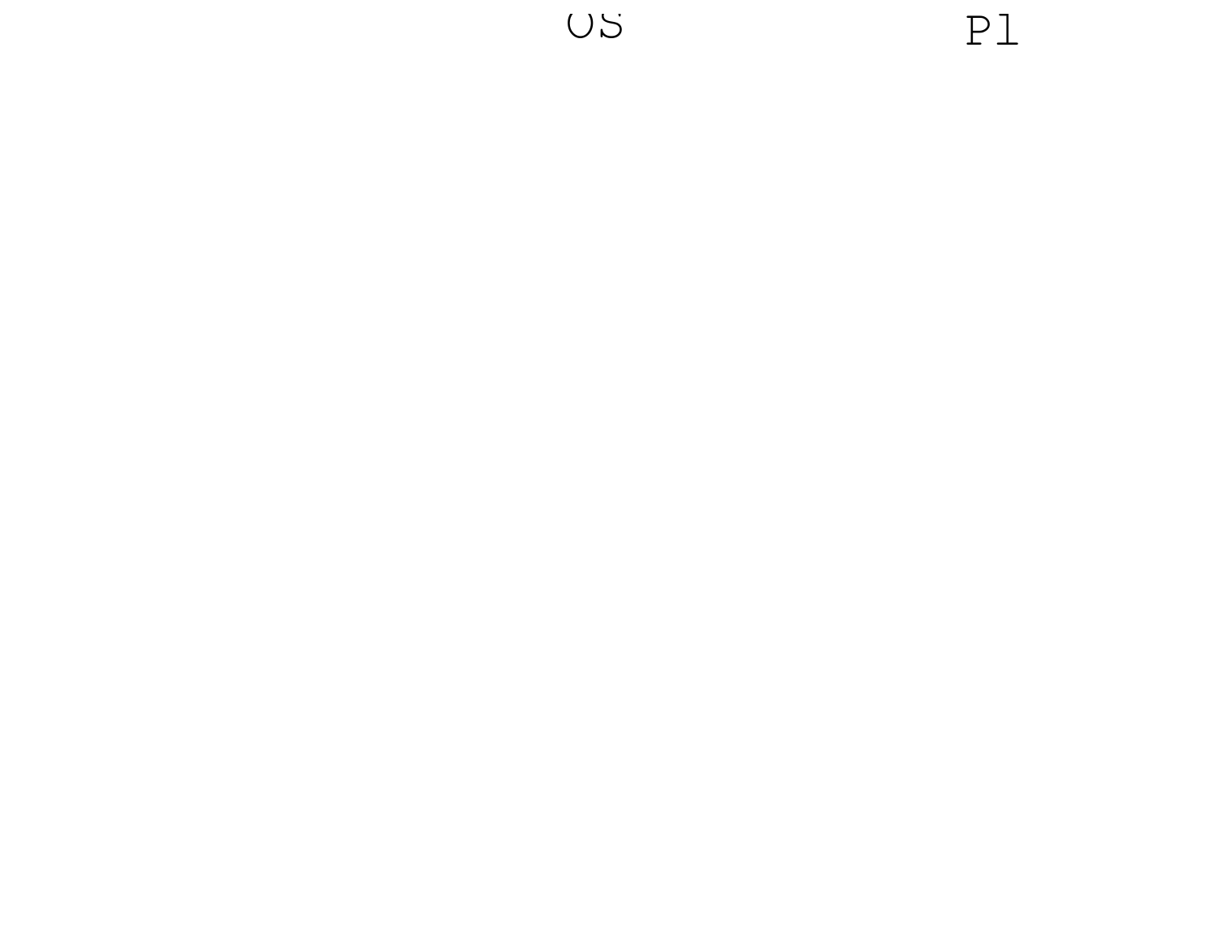OS

Pl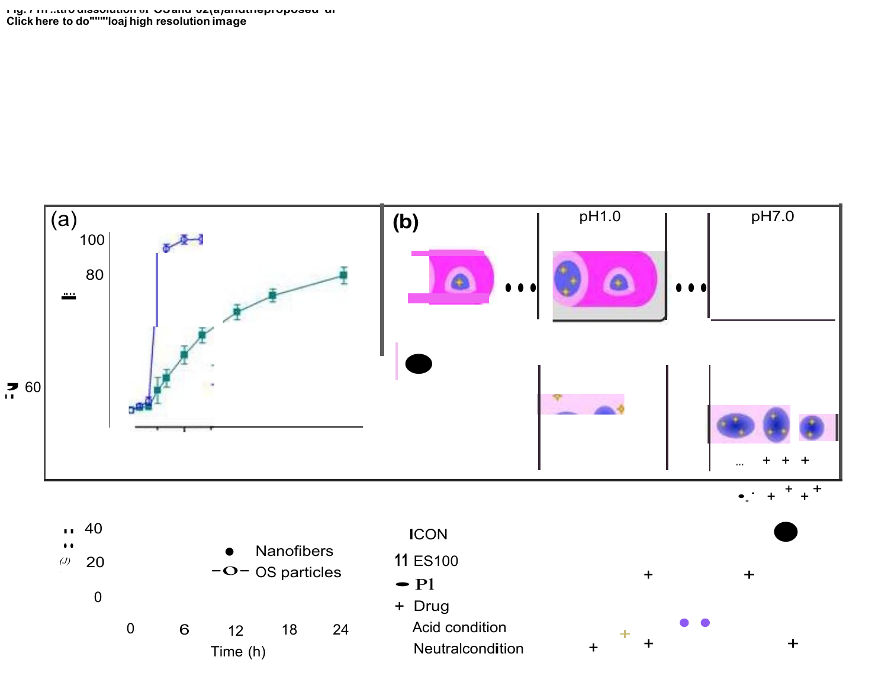Fig. 7 In vitro dissolution of OS and O2(a) and the proposed di...
Click here to download high resolution image

(a)

100

80

60

40

20

0

0 6 12 18 24

Time (h)

● Nanofibers
-O- OS particles

(b)

pH1.0

pH7.0

ICON
ES100
P1
+ Drug
Acid condition
Neutralcondition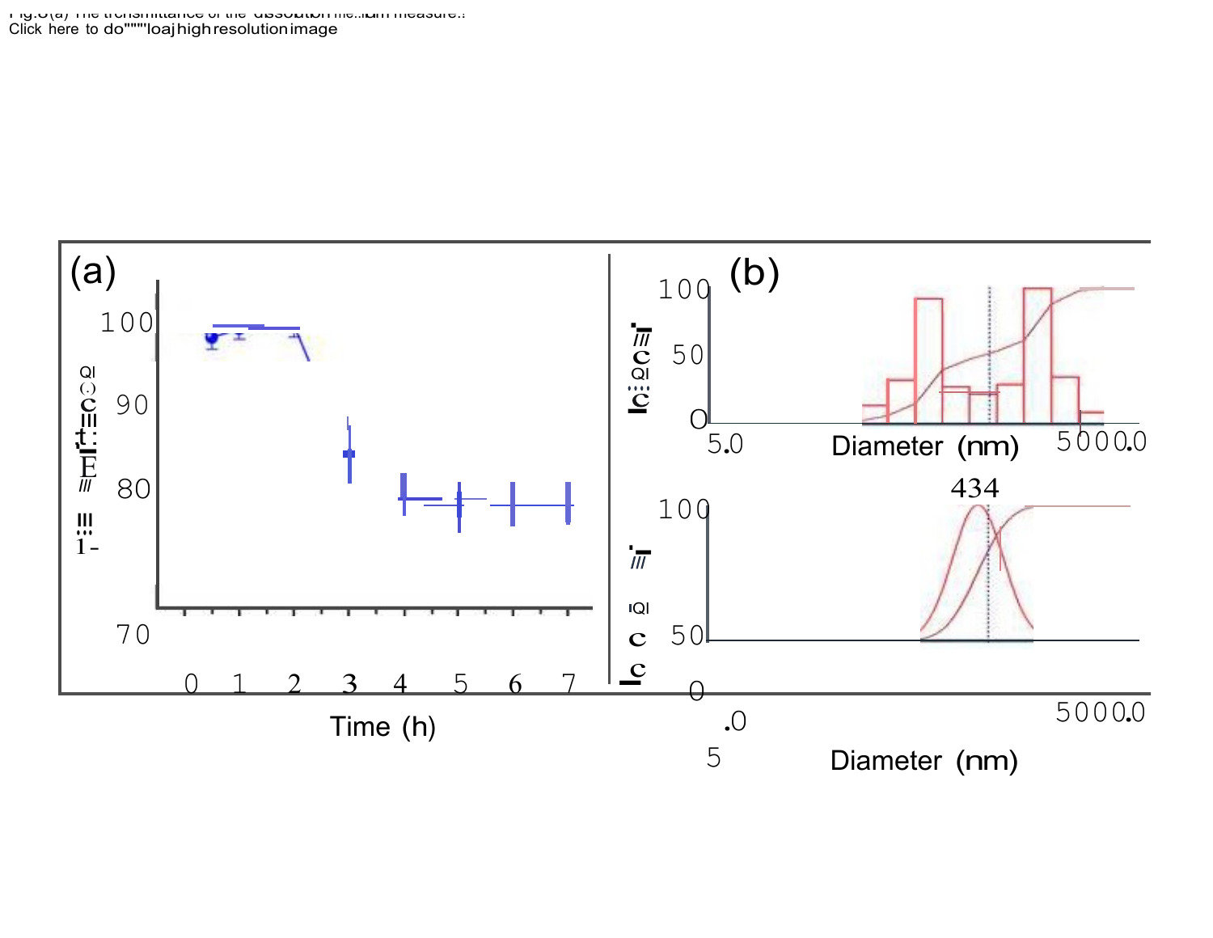Fig.8(a) The transmittance of the dissolution medium measure...

Click here to download high resolution image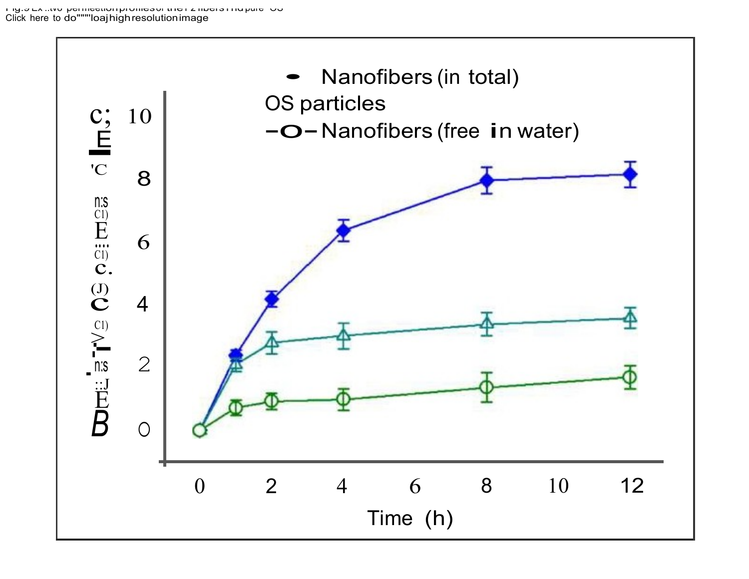Fig.9 Ex ..two permeation profiles of the F2 fibers and pure OS

Click here to download high resolution image

Nanofibers (in total)

OS particles

Nanofibers (free in water)

0 2 4 6 8 10

0 2 4 6 8 10 12

Time (h)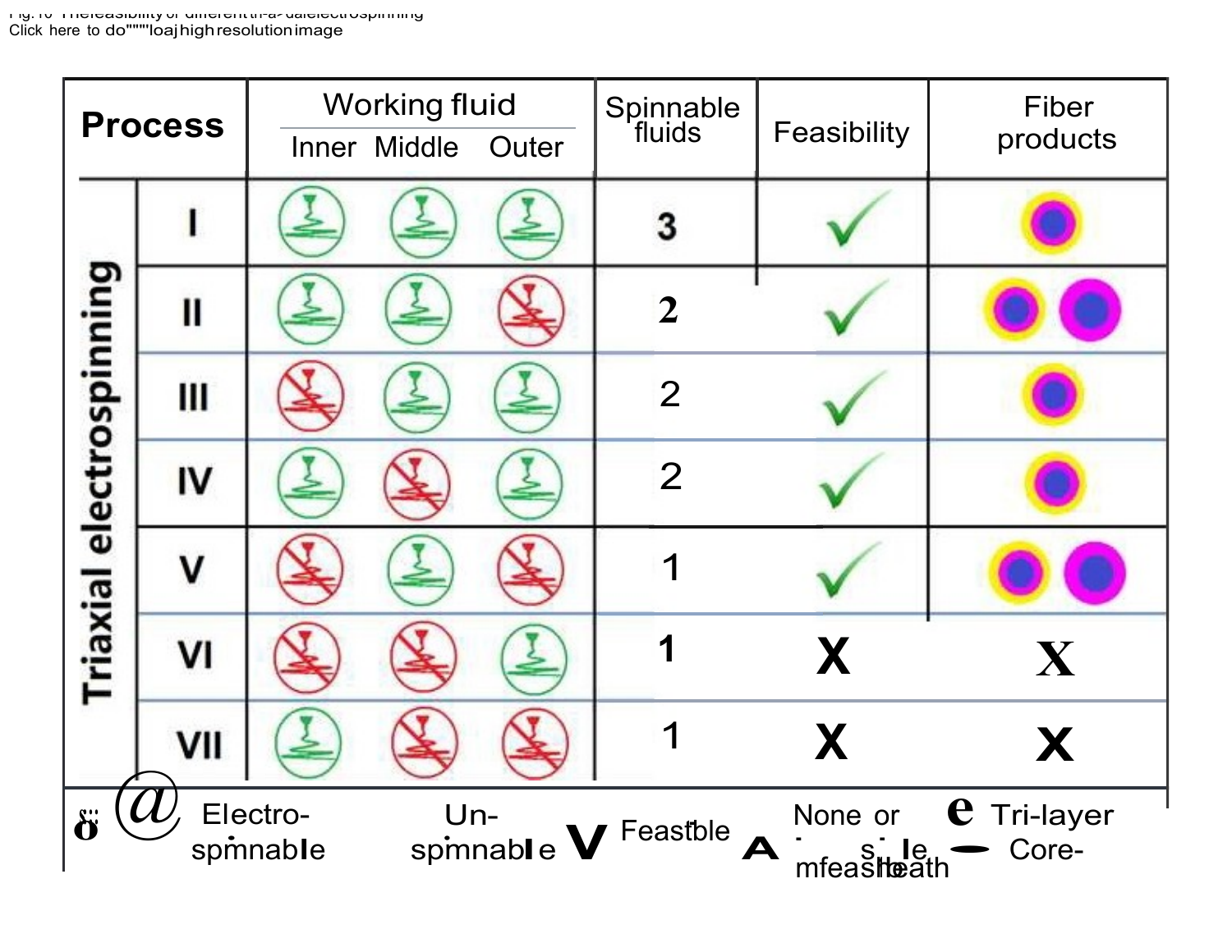Fig. 10 The feasibility of different tri-axial electrospinning
Click here to download high resolution image

| Process | | Working fluid Inner | Middle | Outer | Spinnable fluids | Feasibility | Fiber products |
|---|---|---|---|---|---|---|---|
| Triaxial electrospinning | I | Electrospinnable | Electrospinnable | Electrospinnable | 3 | ✓ | Tri-layer |
| | II | Electrospinnable | Electrospinnable | Un-spinnable | 2 | ✓ | Tri-layer, Core-sheath |
| | III | Un-spinnable | Electrospinnable | Electrospinnable | 2 | ✓ | Tri-layer |
| | IV | Electrospinnable | Un-spinnable | Electrospinnable | 2 | ✓ | Tri-layer |
| | V | Un-spinnable | Electrospinnable | Un-spinnable | 1 | ✓ | Tri-layer, Core-sheath |
| | VI | Un-spinnable | Un-spinnable | Electrospinnable | 1 | X | X |
| | VII | Electrospinnable | Un-spinnable | Un-spinnable | 1 | X | X |

Electro-spinnable; Un-spinnable; Feasible; None or infeasible; Tri-layer; Core-sheath